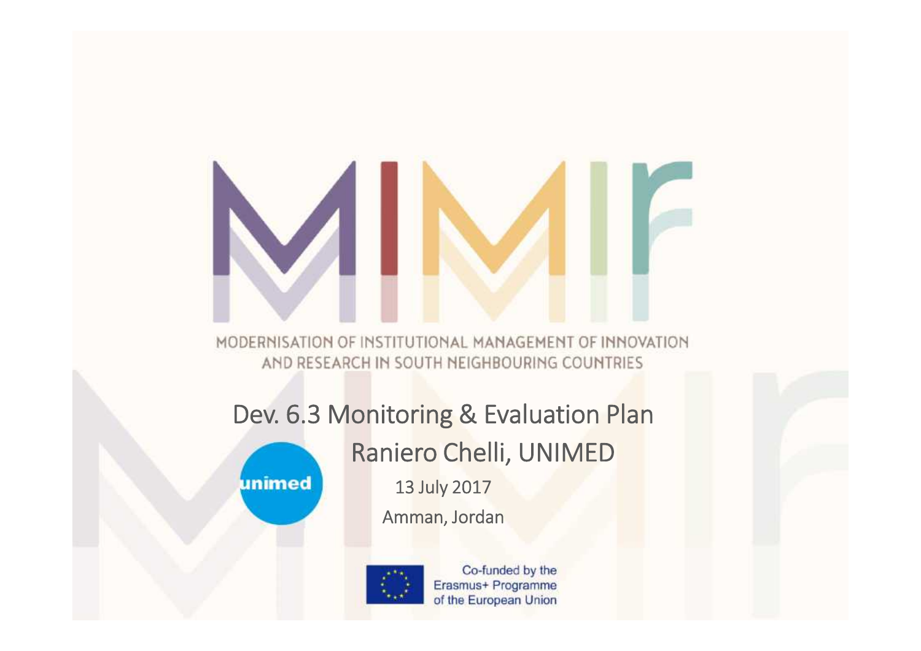# MIMIr

MODERNISATION OF INSTITUTIONAL MANAGEMENT OF INNOVATION AND RESEARCH IN SOUTH NEIGHBOURING COUNTRIES

## Dev. 6.3 Monitoring & Evaluation Plan

Raniero Chelli, UNIMED

unimed

13 July 2017

Amman, Jordan

Co-funded by the Erasmus+ Programme of the European Union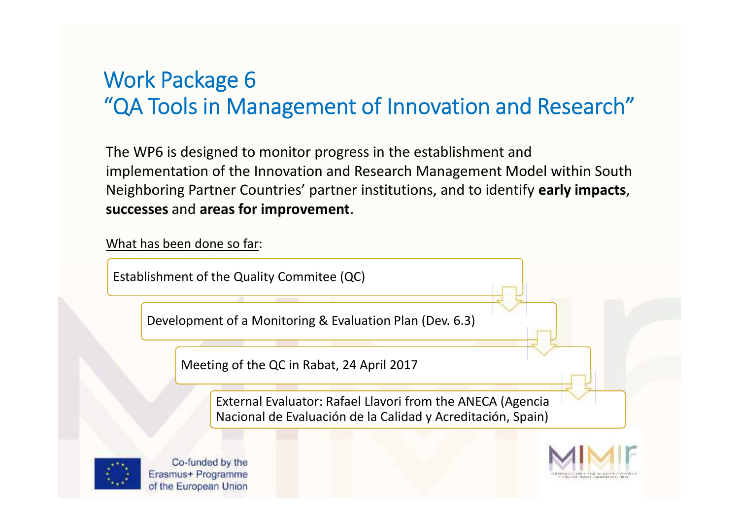# Work Package 6
# "QA Tools in Management of Innovation and Research"

The WP6 is designed to monitor progress in the establishment and implementation of the Innovation and Research Management Model within South Neighboring Partner Countries' partner institutions, and to identify **early impacts**, **successes** and **areas for improvement**.

What has been done so far:

- Establishment of the Quality Commitee (QC)
- Development of a Monitoring & Evaluation Plan (Dev. 6.3)
- Meeting of the QC in Rabat, 24 April 2017
- External Evaluator: Rafael Llavori from the ANECA (Agencia Nacional de Evaluación de la Calidad y Acreditación, Spain)

Co-funded by the Erasmus+ Programme of the European Union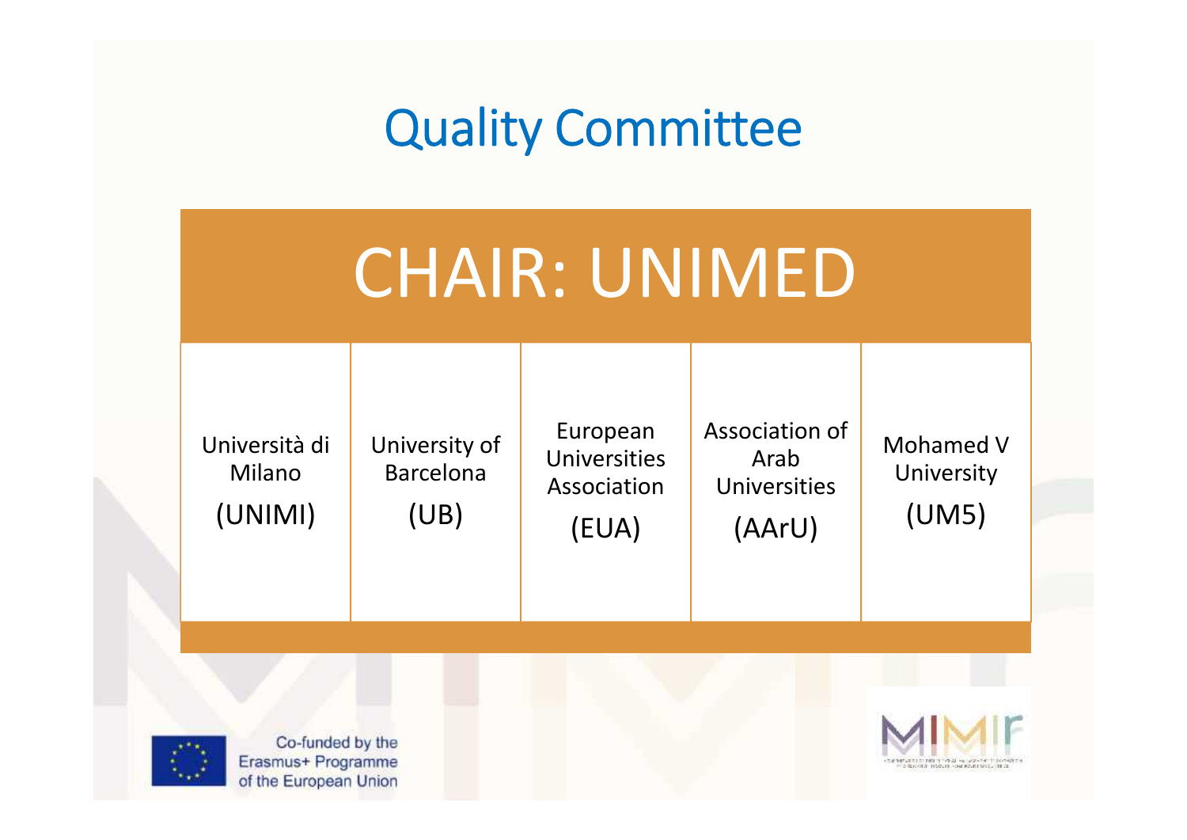# Quality Committee

| CHAIR: UNIMED | | | | |
|---|---|---|---|---|
| Università di Milano (UNIMI) | University of Barcelona (UB) | European Universities Association (EUA) | Association of Arab Universities (AArU) | Mohamed V University (UM5) |

Co-funded by the Erasmus+ Programme of the European Union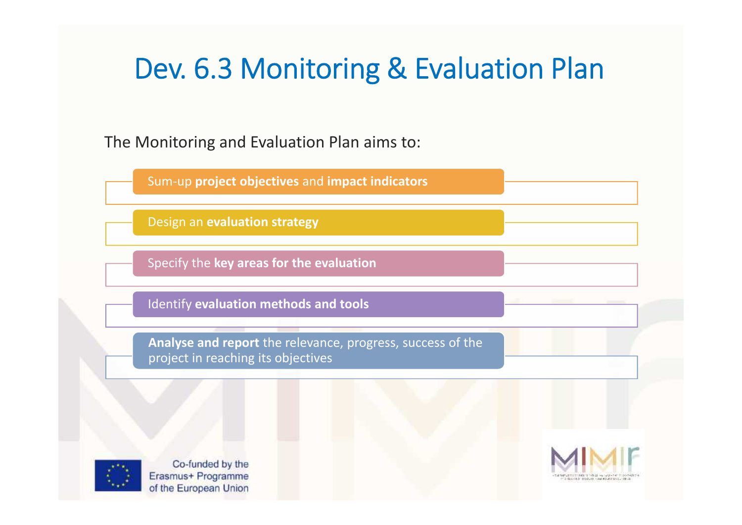# Dev. 6.3 Monitoring & Evaluation Plan

The Monitoring and Evaluation Plan aims to:

- Sum-up **project objectives** and **impact indicators**
- Design an **evaluation strategy**
- Specify the **key areas for the evaluation**
- Identify **evaluation methods and tools**
- **Analyse and report** the relevance, progress, success of the project in reaching its objectives

Co-funded by the Erasmus+ Programme of the European Union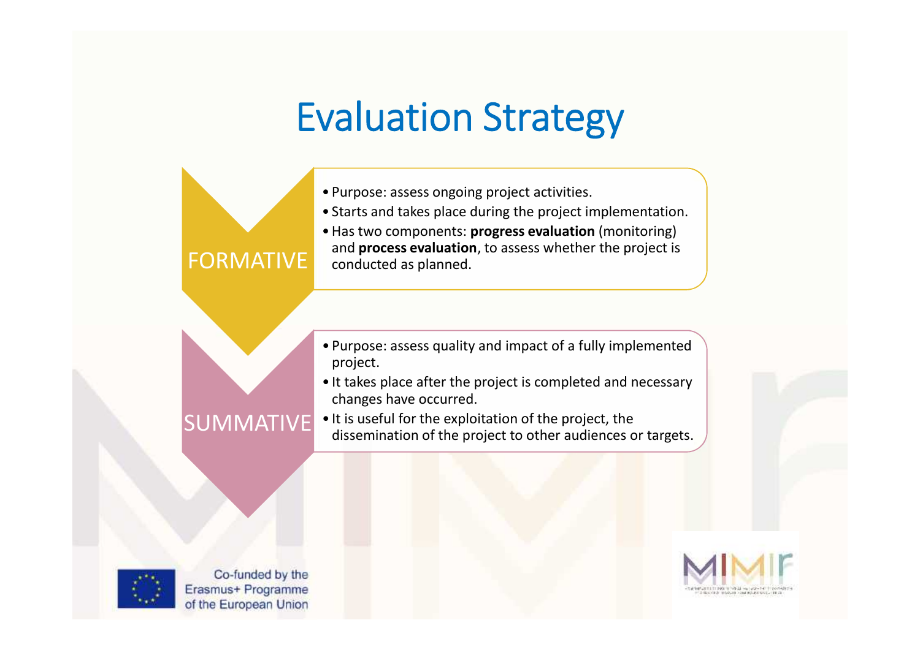# Evaluation Strategy

**FORMATIVE**

- Purpose: assess ongoing project activities.
- Starts and takes place during the project implementation.
- Has two components: **progress evaluation** (monitoring) and **process evaluation**, to assess whether the project is conducted as planned.

**SUMMATIVE**

- Purpose: assess quality and impact of a fully implemented project.
- It takes place after the project is completed and necessary changes have occurred.
- It is useful for the exploitation of the project, the dissemination of the project to other audiences or targets.

Co-funded by the Erasmus+ Programme of the European Union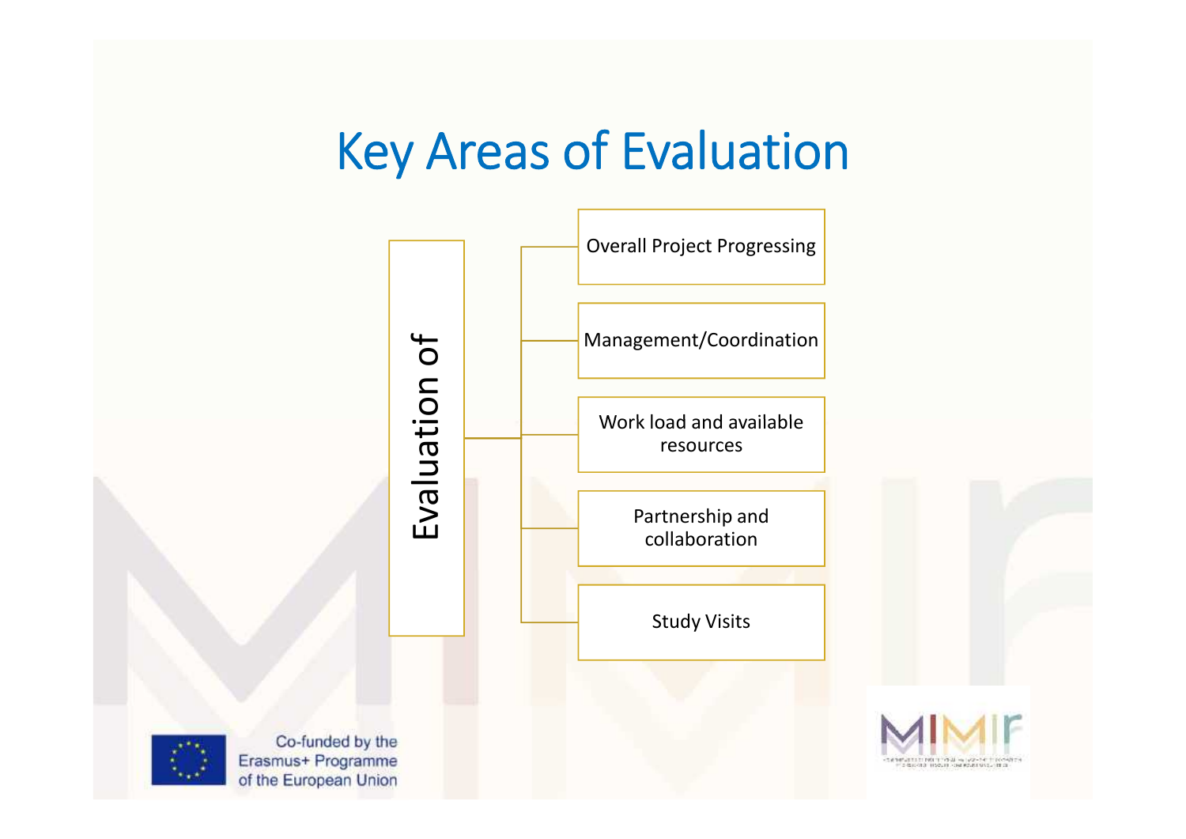# Key Areas of Evaluation

Evaluation of

- Overall Project Progressing
- Management/Coordination
- Work load and available resources
- Partnership and collaboration
- Study Visits

Co-funded by the Erasmus+ Programme of the European Union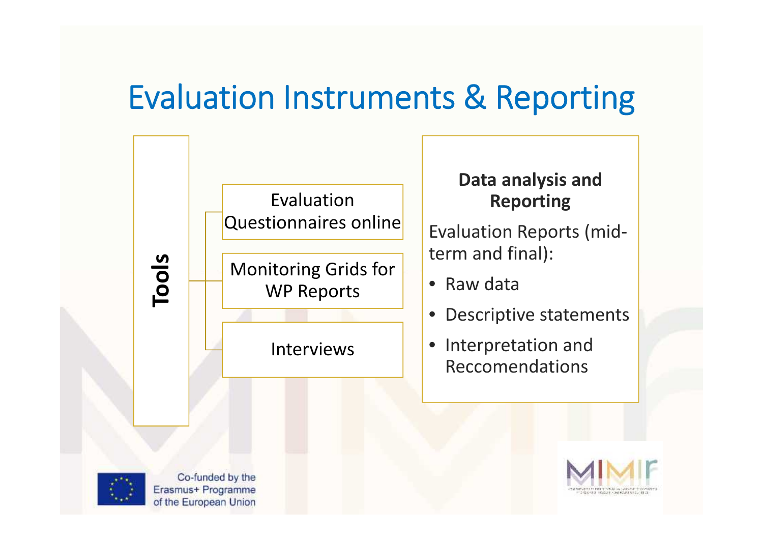# Evaluation Instruments & Reporting

**Tools**

- Evaluation Questionnaires online
- Monitoring Grids for WP Reports
- Interviews

**Data analysis and Reporting**

Evaluation Reports (mid-term and final):

- Raw data
- Descriptive statements
- Interpretation and Reccomendations

Co-funded by the Erasmus+ Programme of the European Union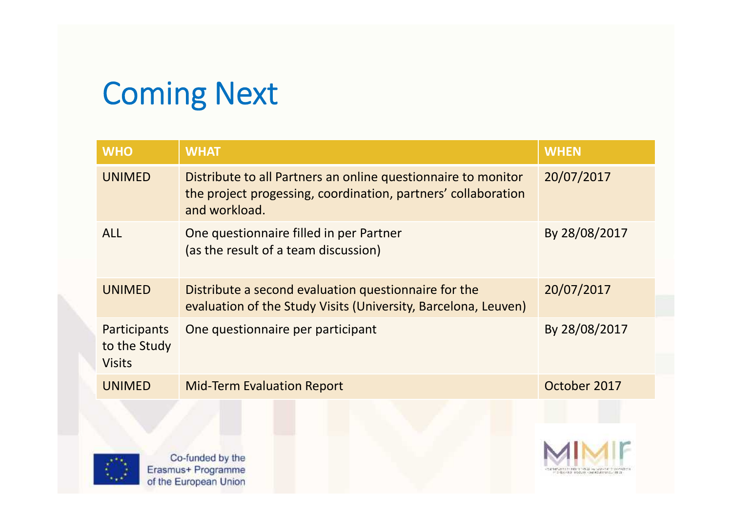# Coming Next

| WHO | WHAT | WHEN |
|---|---|---|
| UNIMED | Distribute to all Partners an online questionnaire to monitor the project progessing, coordination, partners' collaboration and workload. | 20/07/2017 |
| ALL | One questionnaire filled in per Partner (as the result of a team discussion) | By 28/08/2017 |
| UNIMED | Distribute a second evaluation questionnaire for the evaluation of the Study Visits (University, Barcelona, Leuven) | 20/07/2017 |
| Participants to the Study Visits | One questionnaire per participant | By 28/08/2017 |
| UNIMED | Mid-Term Evaluation Report | October 2017 |

Co-funded by the Erasmus+ Programme of the European Union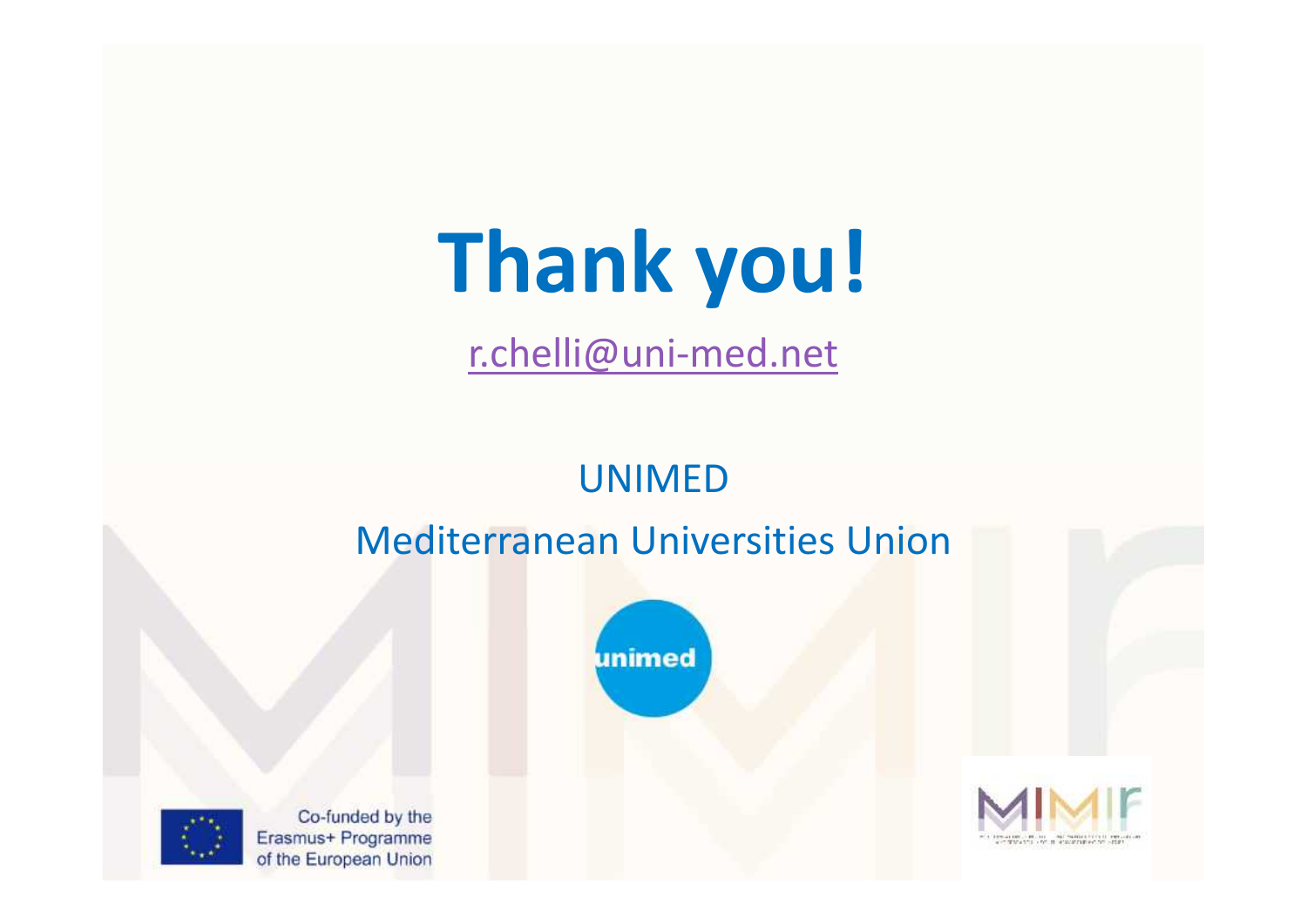# Thank you!

r.chelli@uni-med.net

UNIMED

Mediterranean Universities Union

unimed

Co-funded by the Erasmus+ Programme of the European Union

MIMIF